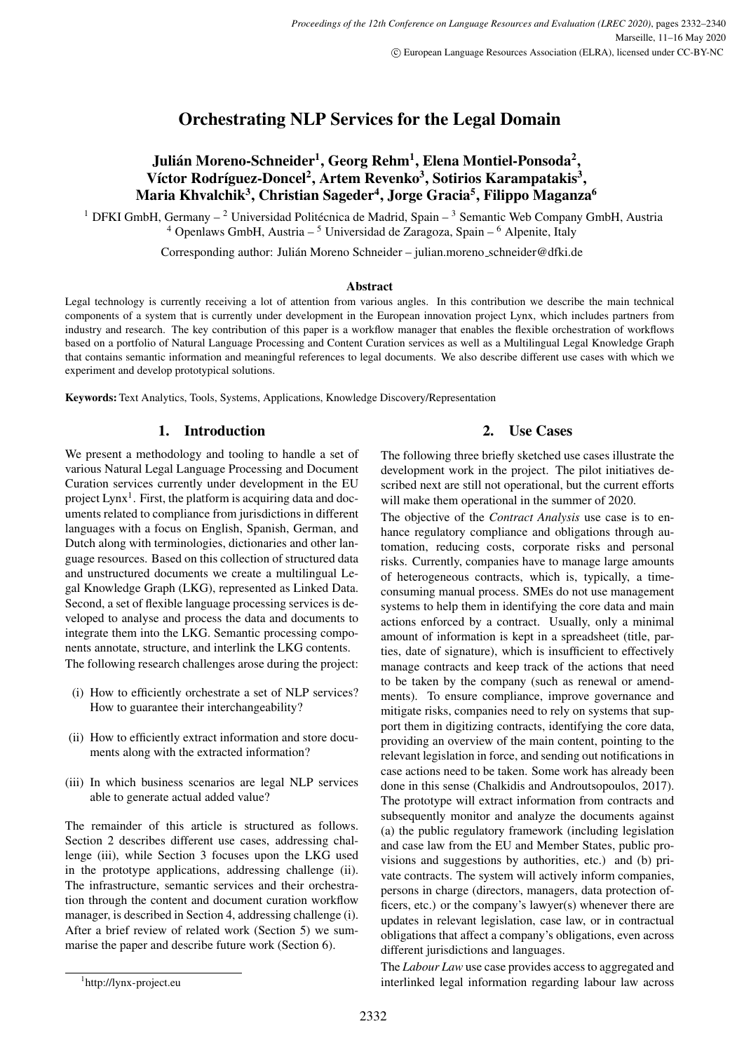# Orchestrating NLP Services for the Legal Domain

**Julián Moreno-Schneider[1], Georg Rehm[1], Elena Montiel-Ponsoda[2], Víctor Rodríguez-Doncel[2], Artem Revenko[3], Sotirios Karampatakis[3], Maria Khvalchik[3], Christian Sageder[4], Jorge Gracia[5], Filippo Maganza[6]**

[1] DFKI GmbH, Germany – [2] Universidad Politécnica de Madrid, Spain – [3] Semantic Web Company GmbH, Austria
[4] Openlaws GmbH, Austria – [5] Universidad de Zaragoza, Spain – [6] Alpenite, Italy

Corresponding author: Julián Moreno Schneider – julian.moreno_schneider@dfki.de

## Abstract

Legal technology is currently receiving a lot of attention from various angles. In this contribution we describe the main technical components of a system that is currently under development in the European innovation project Lynx, which includes partners from industry and research. The key contribution of this paper is a workflow manager that enables the flexible orchestration of workflows based on a portfolio of Natural Language Processing and Content Curation services as well as a Multilingual Legal Knowledge Graph that contains semantic information and meaningful references to legal documents. We also describe different use cases with which we experiment and develop prototypical solutions.

**Keywords:** Text Analytics, Tools, Systems, Applications, Knowledge Discovery/Representation

## 1. Introduction

We present a methodology and tooling to handle a set of various Natural Legal Language Processing and Document Curation services currently under development in the EU project Lynx[1]. First, the platform is acquiring data and documents related to compliance from jurisdictions in different languages with a focus on English, Spanish, German, and Dutch along with terminologies, dictionaries and other language resources. Based on this collection of structured data and unstructured documents we create a multilingual Legal Knowledge Graph (LKG), represented as Linked Data. Second, a set of flexible language processing services is developed to analyse and process the data and documents to integrate them into the LKG. Semantic processing components annotate, structure, and interlink the LKG contents.

The following research challenges arose during the project:

(i) How to efficiently orchestrate a set of NLP services? How to guarantee their interchangeability?

(ii) How to efficiently extract information and store documents along with the extracted information?

(iii) In which business scenarios are legal NLP services able to generate actual added value?

The remainder of this article is structured as follows. Section 2 describes different use cases, addressing challenge (iii), while Section 3 focuses upon the LKG used in the prototype applications, addressing challenge (ii). The infrastructure, semantic services and their orchestration through the content and document curation workflow manager, is described in Section 4, addressing challenge (i). After a brief review of related work (Section 5) we summarise the paper and describe future work (Section 6).

[1] http://lynx-project.eu

## 2. Use Cases

The following three briefly sketched use cases illustrate the development work in the project. The pilot initiatives described next are still not operational, but the current efforts will make them operational in the summer of 2020.

The objective of the *Contract Analysis* use case is to enhance regulatory compliance and obligations through automation, reducing costs, corporate risks and personal risks. Currently, companies have to manage large amounts of heterogeneous contracts, which is, typically, a time-consuming manual process. SMEs do not use management systems to help them in identifying the core data and main actions enforced by a contract. Usually, only a minimal amount of information is kept in a spreadsheet (title, parties, date of signature), which is insufficient to effectively manage contracts and keep track of the actions that need to be taken by the company (such as renewal or amendments). To ensure compliance, improve governance and mitigate risks, companies need to rely on systems that support them in digitizing contracts, identifying the core data, providing an overview of the main content, pointing to the relevant legislation in force, and sending out notifications in case actions need to be taken. Some work has already been done in this sense (Chalkidis and Androutsopoulos, 2017). The prototype will extract information from contracts and subsequently monitor and analyze the documents against (a) the public regulatory framework (including legislation and case law from the EU and Member States, public provisions and suggestions by authorities, etc.) and (b) private contracts. The system will actively inform companies, persons in charge (directors, managers, data protection officers, etc.) or the company's lawyer(s) whenever there are updates in relevant legislation, case law, or in contractual obligations that affect a company's obligations, even across different jurisdictions and languages.

The *Labour Law* use case provides access to aggregated and interlinked legal information regarding labour law across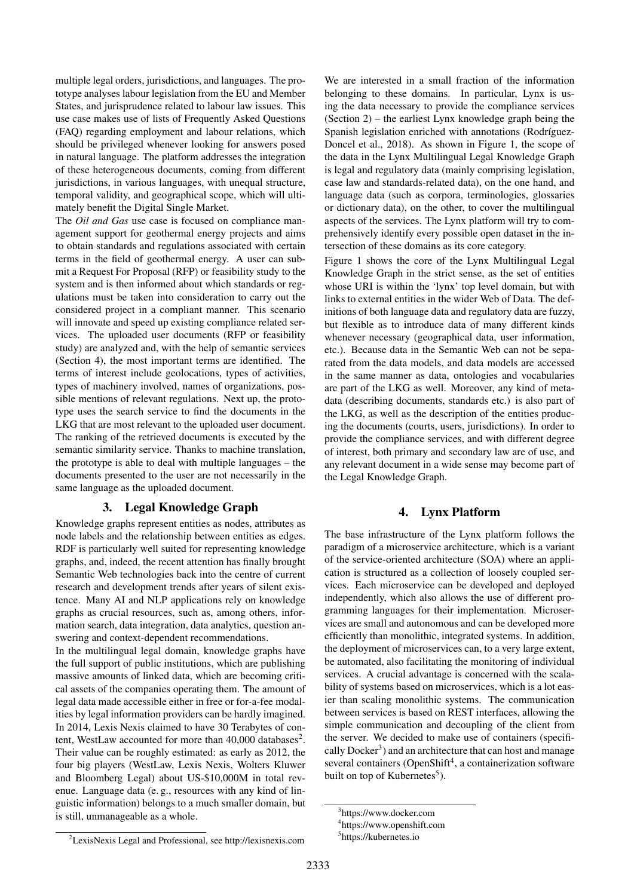multiple legal orders, jurisdictions, and languages. The prototype analyses labour legislation from the EU and Member States, and jurisprudence related to labour law issues. This use case makes use of lists of Frequently Asked Questions (FAQ) regarding employment and labour relations, which should be privileged whenever looking for answers posed in natural language. The platform addresses the integration of these heterogeneous documents, coming from different jurisdictions, in various languages, with unequal structure, temporal validity, and geographical scope, which will ultimately benefit the Digital Single Market.

The *Oil and Gas* use case is focused on compliance management support for geothermal energy projects and aims to obtain standards and regulations associated with certain terms in the field of geothermal energy. A user can submit a Request For Proposal (RFP) or feasibility study to the system and is then informed about which standards or regulations must be taken into consideration to carry out the considered project in a compliant manner. This scenario will innovate and speed up existing compliance related services. The uploaded user documents (RFP or feasibility study) are analyzed and, with the help of semantic services (Section 4), the most important terms are identified. The terms of interest include geolocations, types of activities, types of machinery involved, names of organizations, possible mentions of relevant regulations. Next up, the prototype uses the search service to find the documents in the LKG that are most relevant to the uploaded user document. The ranking of the retrieved documents is executed by the semantic similarity service. Thanks to machine translation, the prototype is able to deal with multiple languages – the documents presented to the user are not necessarily in the same language as the uploaded document.

## 3. Legal Knowledge Graph

Knowledge graphs represent entities as nodes, attributes as node labels and the relationship between entities as edges. RDF is particularly well suited for representing knowledge graphs, and, indeed, the recent attention has finally brought Semantic Web technologies back into the centre of current research and development trends after years of silent existence. Many AI and NLP applications rely on knowledge graphs as crucial resources, such as, among others, information search, data integration, data analytics, question answering and context-dependent recommendations.

In the multilingual legal domain, knowledge graphs have the full support of public institutions, which are publishing massive amounts of linked data, which are becoming critical assets of the companies operating them. The amount of legal data made accessible either in free or for-a-fee modalities by legal information providers can be hardly imagined. In 2014, Lexis Nexis claimed to have 30 Terabytes of content, WestLaw accounted for more than 40,000 databases[2]. Their value can be roughly estimated: as early as 2012, the four big players (WestLaw, Lexis Nexis, Wolters Kluwer and Bloomberg Legal) about US-$10,000M in total revenue. Language data (e. g., resources with any kind of linguistic information) belongs to a much smaller domain, but is still, unmanageable as a whole.

[2] LexisNexis Legal and Professional, see http://lexisnexis.com

We are interested in a small fraction of the information belonging to these domains. In particular, Lynx is using the data necessary to provide the compliance services (Section 2) – the earliest Lynx knowledge graph being the Spanish legislation enriched with annotations (Rodríguez-Doncel et al., 2018). As shown in Figure 1, the scope of the data in the Lynx Multilingual Legal Knowledge Graph is legal and regulatory data (mainly comprising legislation, case law and standards-related data), on the one hand, and language data (such as corpora, terminologies, glossaries or dictionary data), on the other, to cover the multilingual aspects of the services. The Lynx platform will try to comprehensively identify every possible open dataset in the intersection of these domains as its core category.

Figure 1 shows the core of the Lynx Multilingual Legal Knowledge Graph in the strict sense, as the set of entities whose URI is within the 'lynx' top level domain, but with links to external entities in the wider Web of Data. The definitions of both language data and regulatory data are fuzzy, but flexible as to introduce data of many different kinds whenever necessary (geographical data, user information, etc.). Because data in the Semantic Web can not be separated from the data models, and data models are accessed in the same manner as data, ontologies and vocabularies are part of the LKG as well. Moreover, any kind of metadata (describing documents, standards etc.) is also part of the LKG, as well as the description of the entities producing the documents (courts, users, jurisdictions). In order to provide the compliance services, and with different degree of interest, both primary and secondary law are of use, and any relevant document in a wide sense may become part of the Legal Knowledge Graph.

## 4. Lynx Platform

The base infrastructure of the Lynx platform follows the paradigm of a microservice architecture, which is a variant of the service-oriented architecture (SOA) where an application is structured as a collection of loosely coupled services. Each microservice can be developed and deployed independently, which also allows the use of different programming languages for their implementation. Microservices are small and autonomous and can be developed more efficiently than monolithic, integrated systems. In addition, the deployment of microservices can, to a very large extent, be automated, also facilitating the monitoring of individual services. A crucial advantage is concerned with the scalability of systems based on microservices, which is a lot easier than scaling monolithic systems. The communication between services is based on REST interfaces, allowing the simple communication and decoupling of the client from the server. We decided to make use of containers (specifically Docker[3]) and an architecture that can host and manage several containers (OpenShift[4], a containerization software built on top of Kubernetes[5]).

[3] https://www.docker.com

[4] https://www.openshift.com

[5] https://kubernetes.io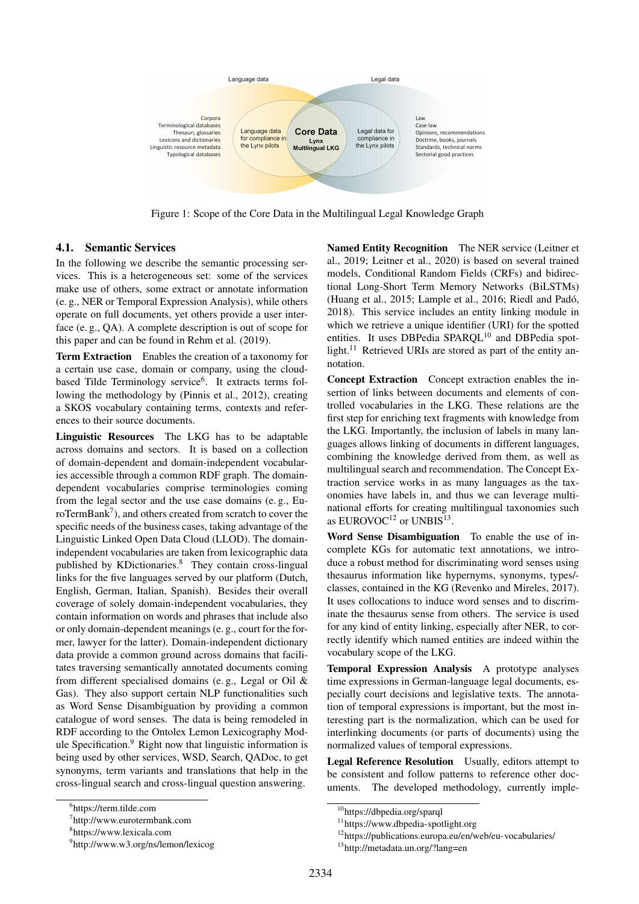Language data

Legal data

Corpora
Terminological databases
Thesauri, glossaries
Lexicons and dictionaries
Linguistic resource metadata
Typological databases

Language data for compliance in the Lynx pilots

Core Data
Lynx
Multilingual LKG

Legal data for compliance in the Lynx pilots

Law
Case law
Opinions, recommendations
Doctrine, books, journals
Standards, technical norms
Sectorial good practices

Figure 1: Scope of the Core Data in the Multilingual Legal Knowledge Graph

### 4.1. Semantic Services

In the following we describe the semantic processing services. This is a heterogeneous set: some of the services make use of others, some extract or annotate information (e. g., NER or Temporal Expression Analysis), while others operate on full documents, yet others provide a user interface (e. g., QA). A complete description is out of scope for this paper and can be found in Rehm et al. (2019).

**Term Extraction** Enables the creation of a taxonomy for a certain use case, domain or company, using the cloud-based Tilde Terminology service[6]. It extracts terms following the methodology by (Pinnis et al., 2012), creating a SKOS vocabulary containing terms, contexts and references to their source documents.

**Linguistic Resources** The LKG has to be adaptable across domains and sectors. It is based on a collection of domain-dependent and domain-independent vocabularies accessible through a common RDF graph. The domain-dependent vocabularies comprise terminologies coming from the legal sector and the use case domains (e. g., EuroTermBank[7]), and others created from scratch to cover the specific needs of the business cases, taking advantage of the Linguistic Linked Open Data Cloud (LLOD). The domain-independent vocabularies are taken from lexicographic data published by KDictionaries.[8] They contain cross-lingual links for the five languages served by our platform (Dutch, English, German, Italian, Spanish). Besides their overall coverage of solely domain-independent vocabularies, they contain information on words and phrases that include also or only domain-dependent meanings (e. g., court for the former, lawyer for the latter). Domain-independent dictionary data provide a common ground across domains that facilitates traversing semantically annotated documents coming from different specialised domains (e. g., Legal or Oil & Gas). They also support certain NLP functionalities such as Word Sense Disambiguation by providing a common catalogue of word senses. The data is being remodeled in RDF according to the Ontolex Lemon Lexicography Module Specification.[9] Right now that linguistic information is being used by other services, WSD, Search, QADoc, to get synonyms, term variants and translations that help in the cross-lingual search and cross-lingual question answering.

**Named Entity Recognition** The NER service (Leitner et al., 2019; Leitner et al., 2020) is based on several trained models, Conditional Random Fields (CRFs) and bidirectional Long-Short Term Memory Networks (BiLSTMs) (Huang et al., 2015; Lample et al., 2016; Riedl and Padó, 2018). This service includes an entity linking module in which we retrieve a unique identifier (URI) for the spotted entities. It uses DBPedia SPARQL[10] and DBPedia spotlight.[11] Retrieved URIs are stored as part of the entity annotation.

**Concept Extraction** Concept extraction enables the insertion of links between documents and elements of controlled vocabularies in the LKG. These relations are the first step for enriching text fragments with knowledge from the LKG. Importantly, the inclusion of labels in many languages allows linking of documents in different languages, combining the knowledge derived from them, as well as multilingual search and recommendation. The Concept Extraction service works in as many languages as the taxonomies have labels in, and thus we can leverage multinational efforts for creating multilingual taxonomies such as EUROVOC[12] or UNBIS[13].

**Word Sense Disambiguation** To enable the use of incomplete KGs for automatic text annotations, we introduce a robust method for discriminating word senses using thesaurus information like hypernyms, synonyms, types/classes, contained in the KG (Revenko and Mireles, 2017). It uses collocations to induce word senses and to discriminate the thesaurus sense from others. The service is used for any kind of entity linking, especially after NER, to correctly identify which named entities are indeed within the vocabulary scope of the LKG.

**Temporal Expression Analysis** A prototype analyses time expressions in German-language legal documents, especially court decisions and legislative texts. The annotation of temporal expressions is important, but the most interesting part is the normalization, which can be used for interlinking documents (or parts of documents) using the normalized values of temporal expressions.

**Legal Reference Resolution** Usually, editors attempt to be consistent and follow patterns to reference other documents. The developed methodology, currently imple-

[6] https://term.tilde.com

[7] http://www.eurotermbank.com

[8] https://www.lexicala.com

[9] http://www.w3.org/ns/lemon/lexicog

[10] https://dbpedia.org/sparql

[11] https://www.dbpedia-spotlight.org

[12] https://publications.europa.eu/en/web/eu-vocabularies/

[13] http://metadata.un.org/?lang=en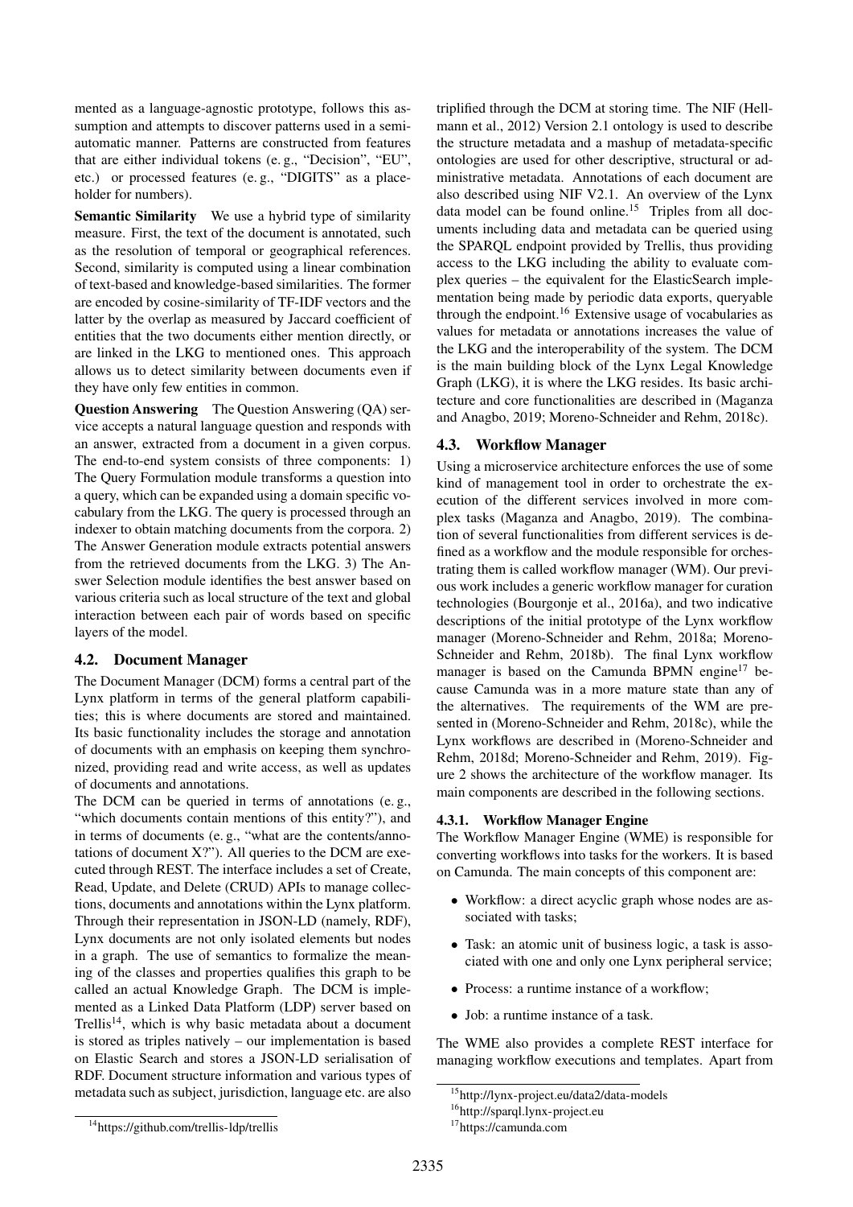mented as a language-agnostic prototype, follows this assumption and attempts to discover patterns used in a semi-automatic manner. Patterns are constructed from features that are either individual tokens (e. g., "Decision", "EU", etc.) or processed features (e. g., "DIGITS" as a placeholder for numbers).

**Semantic Similarity** We use a hybrid type of similarity measure. First, the text of the document is annotated, such as the resolution of temporal or geographical references. Second, similarity is computed using a linear combination of text-based and knowledge-based similarities. The former are encoded by cosine-similarity of TF-IDF vectors and the latter by the overlap as measured by Jaccard coefficient of entities that the two documents either mention directly, or are linked in the LKG to mentioned ones. This approach allows us to detect similarity between documents even if they have only few entities in common.

**Question Answering** The Question Answering (QA) service accepts a natural language question and responds with an answer, extracted from a document in a given corpus. The end-to-end system consists of three components: 1) The Query Formulation module transforms a question into a query, which can be expanded using a domain specific vocabulary from the LKG. The query is processed through an indexer to obtain matching documents from the corpora. 2) The Answer Generation module extracts potential answers from the retrieved documents from the LKG. 3) The Answer Selection module identifies the best answer based on various criteria such as local structure of the text and global interaction between each pair of words based on specific layers of the model.

### 4.2. Document Manager

The Document Manager (DCM) forms a central part of the Lynx platform in terms of the general platform capabilities; this is where documents are stored and maintained. Its basic functionality includes the storage and annotation of documents with an emphasis on keeping them synchronized, providing read and write access, as well as updates of documents and annotations.

The DCM can be queried in terms of annotations (e. g., "which documents contain mentions of this entity?"), and in terms of documents (e. g., "what are the contents/annotations of document X?"). All queries to the DCM are executed through REST. The interface includes a set of Create, Read, Update, and Delete (CRUD) APIs to manage collections, documents and annotations within the Lynx platform. Through their representation in JSON-LD (namely, RDF), Lynx documents are not only isolated elements but nodes in a graph. The use of semantics to formalize the meaning of the classes and properties qualifies this graph to be called an actual Knowledge Graph. The DCM is implemented as a Linked Data Platform (LDP) server based on Trellis[14], which is why basic metadata about a document is stored as triples natively – our implementation is based on Elastic Search and stores a JSON-LD serialisation of RDF. Document structure information and various types of metadata such as subject, jurisdiction, language etc. are also triplified through the DCM at storing time. The NIF (Hellmann et al., 2012) Version 2.1 ontology is used to describe the structure metadata and a mashup of metadata-specific ontologies are used for other descriptive, structural or administrative metadata. Annotations of each document are also described using NIF V2.1. An overview of the Lynx data model can be found online.[15] Triples from all documents including data and metadata can be queried using the SPARQL endpoint provided by Trellis, thus providing access to the LKG including the ability to evaluate complex queries – the equivalent for the ElasticSearch implementation being made by periodic data exports, queryable through the endpoint.[16] Extensive usage of vocabularies as values for metadata or annotations increases the value of the LKG and the interoperability of the system. The DCM is the main building block of the Lynx Legal Knowledge Graph (LKG), it is where the LKG resides. Its basic architecture and core functionalities are described in (Maganza and Anagbo, 2019; Moreno-Schneider and Rehm, 2018c).

### 4.3. Workflow Manager

Using a microservice architecture enforces the use of some kind of management tool in order to orchestrate the execution of the different services involved in more complex tasks (Maganza and Anagbo, 2019). The combination of several functionalities from different services is defined as a workflow and the module responsible for orchestrating them is called workflow manager (WM). Our previous work includes a generic workflow manager for curation technologies (Bourgonje et al., 2016a), and two indicative descriptions of the initial prototype of the Lynx workflow manager (Moreno-Schneider and Rehm, 2018a; Moreno-Schneider and Rehm, 2018b). The final Lynx workflow manager is based on the Camunda BPMN engine[17] because Camunda was in a more mature state than any of the alternatives. The requirements of the WM are presented in (Moreno-Schneider and Rehm, 2018c), while the Lynx workflows are described in (Moreno-Schneider and Rehm, 2018d; Moreno-Schneider and Rehm, 2019). Figure 2 shows the architecture of the workflow manager. Its main components are described in the following sections.

#### 4.3.1. Workflow Manager Engine

The Workflow Manager Engine (WME) is responsible for converting workflows into tasks for the workers. It is based on Camunda. The main concepts of this component are:

- Workflow: a direct acyclic graph whose nodes are associated with tasks;
- Task: an atomic unit of business logic, a task is associated with one and only one Lynx peripheral service;
- Process: a runtime instance of a workflow;
- Job: a runtime instance of a task.

The WME also provides a complete REST interface for managing workflow executions and templates. Apart from

[14] https://github.com/trellis-ldp/trellis

[15] http://lynx-project.eu/data2/data-models

[16] http://sparql.lynx-project.eu

[17] https://camunda.com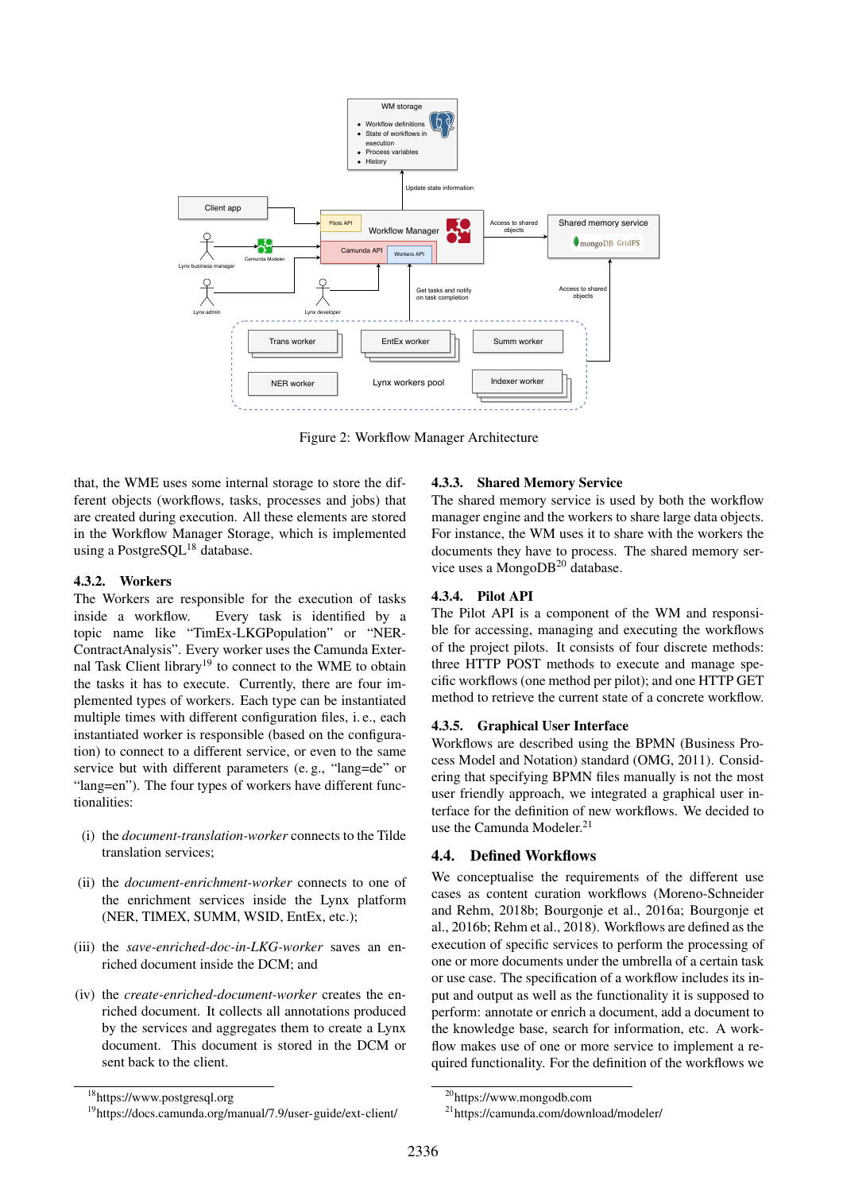WM storage

- Workflow definitions
- State of workflows in execution
- Process variables
- History

Update state information

Client app

Pilots API

Workflow Manager

Camunda API

Workers API

Access to shared objects

Shared memory service

mongoDB GridFS

Lynx business manager

Camunda Modeler

Lynx admin

Lynx developer

Get tasks and notify on task completion

Access to shared objects

Trans worker

EntEx worker

Summ worker

NER worker

Lynx workers pool

Indexer worker

Figure 2: Workflow Manager Architecture

that, the WME uses some internal storage to store the different objects (workflows, tasks, processes and jobs) that are created during execution. All these elements are stored in the Workflow Manager Storage, which is implemented using a PostgreSQL[18] database.

#### 4.3.2. Workers

The Workers are responsible for the execution of tasks inside a workflow. Every task is identified by a topic name like "TimEx-LKGPopulation" or "NER-ContractAnalysis". Every worker uses the Camunda External Task Client library[19] to connect to the WME to obtain the tasks it has to execute. Currently, there are four implemented types of workers. Each type can be instantiated multiple times with different configuration files, i. e., each instantiated worker is responsible (based on the configuration) to connect to a different service, or even to the same service but with different parameters (e. g., "lang=de" or "lang=en"). The four types of workers have different functionalities:

(i) the *document-translation-worker* connects to the Tilde translation services;

(ii) the *document-enrichment-worker* connects to one of the enrichment services inside the Lynx platform (NER, TIMEX, SUMM, WSID, EntEx, etc.);

(iii) the *save-enriched-doc-in-LKG-worker* saves an enriched document inside the DCM; and

(iv) the *create-enriched-document-worker* creates the enriched document. It collects all annotations produced by the services and aggregates them to create a Lynx document. This document is stored in the DCM or sent back to the client.

[18] https://www.postgresql.org

[19] https://docs.camunda.org/manual/7.9/user-guide/ext-client/

#### 4.3.3. Shared Memory Service

The shared memory service is used by both the workflow manager engine and the workers to share large data objects. For instance, the WM uses it to share with the workers the documents they have to process. The shared memory service uses a MongoDB[20] database.

#### 4.3.4. Pilot API

The Pilot API is a component of the WM and responsible for accessing, managing and executing the workflows of the project pilots. It consists of four discrete methods: three HTTP POST methods to execute and manage specific workflows (one method per pilot); and one HTTP GET method to retrieve the current state of a concrete workflow.

#### 4.3.5. Graphical User Interface

Workflows are described using the BPMN (Business Process Model and Notation) standard (OMG, 2011). Considering that specifying BPMN files manually is not the most user friendly approach, we integrated a graphical user interface for the definition of new workflows. We decided to use the Camunda Modeler.[21]

### 4.4. Defined Workflows

We conceptualise the requirements of the different use cases as content curation workflows (Moreno-Schneider and Rehm, 2018b; Bourgonje et al., 2016a; Bourgonje et al., 2016b; Rehm et al., 2018). Workflows are defined as the execution of specific services to perform the processing of one or more documents under the umbrella of a certain task or use case. The specification of a workflow includes its input and output as well as the functionality it is supposed to perform: annotate or enrich a document, add a document to the knowledge base, search for information, etc. A workflow makes use of one or more service to implement a required functionality. For the definition of the workflows we

[20] https://www.mongodb.com

[21] https://camunda.com/download/modeler/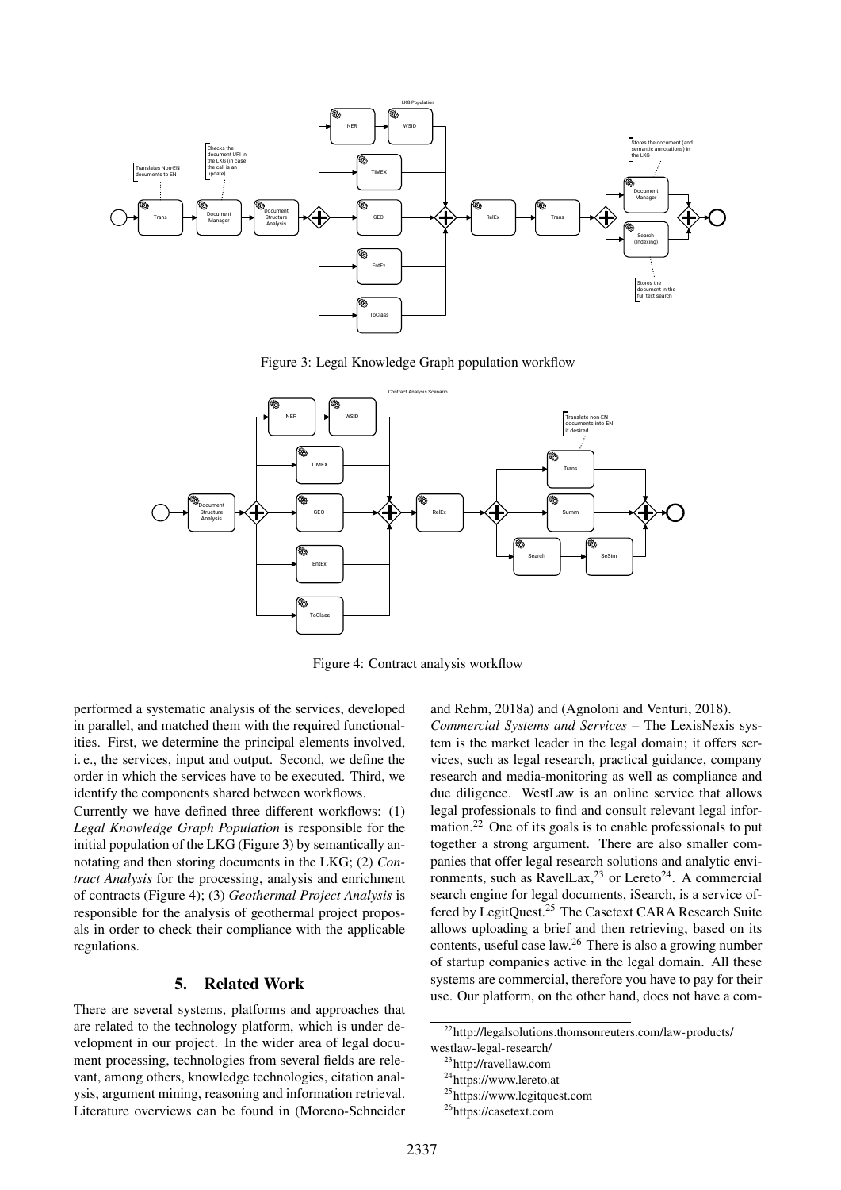LKG Population

Translates Non-EN documents to EN

Checks the document URI in the LKG (in case the call is an update)

Stores the document (and semantic annotations) in the LKG

Trans

Document Manager

Document Structure Analysis

NER

WSID

TIMEX

GEO

EntEx

ToClass

RelEx

Trans

Document Manager

Search (Indexing)

Stores the document in the full text search

Figure 3: Legal Knowledge Graph population workflow

Contract Analysis Scenario

Document Structure Analysis

NER

WSID

TIMEX

GEO

EntEx

ToClass

RelEx

Translate non-EN documents into EN if desired

Trans

Summ

Search

SeSim

Figure 4: Contract analysis workflow

performed a systematic analysis of the services, developed in parallel, and matched them with the required functionalities. First, we determine the principal elements involved, i. e., the services, input and output. Second, we define the order in which the services have to be executed. Third, we identify the components shared between workflows.

Currently we have defined three different workflows: (1) *Legal Knowledge Graph Population* is responsible for the initial population of the LKG (Figure 3) by semantically annotating and then storing documents in the LKG; (2) *Contract Analysis* for the processing, analysis and enrichment of contracts (Figure 4); (3) *Geothermal Project Analysis* is responsible for the analysis of geothermal project proposals in order to check their compliance with the applicable regulations.

## 5. Related Work

There are several systems, platforms and approaches that are related to the technology platform, which is under development in our project. In the wider area of legal document processing, technologies from several fields are relevant, among others, knowledge technologies, citation analysis, argument mining, reasoning and information retrieval. Literature overviews can be found in (Moreno-Schneider and Rehm, 2018a) and (Agnoloni and Venturi, 2018).

*Commercial Systems and Services* – The LexisNexis system is the market leader in the legal domain; it offers services, such as legal research, practical guidance, company research and media-monitoring as well as compliance and due diligence. WestLaw is an online service that allows legal professionals to find and consult relevant legal information.[22] One of its goals is to enable professionals to put together a strong argument. There are also smaller companies that offer legal research solutions and analytic environments, such as RavelLax,[23] or Lereto[24]. A commercial search engine for legal documents, iSearch, is a service offered by LegitQuest.[25] The Casetext CARA Research Suite allows uploading a brief and then retrieving, based on its contents, useful case law.[26] There is also a growing number of startup companies active in the legal domain. All these systems are commercial, therefore you have to pay for their use. Our platform, on the other hand, does not have a com-

[22] http://legalsolutions.thomsonreuters.com/law-products/westlaw-legal-research/

[23] http://ravellaw.com

[24] https://www.lereto.at

[25] https://www.legitquest.com

[26] https://casetext.com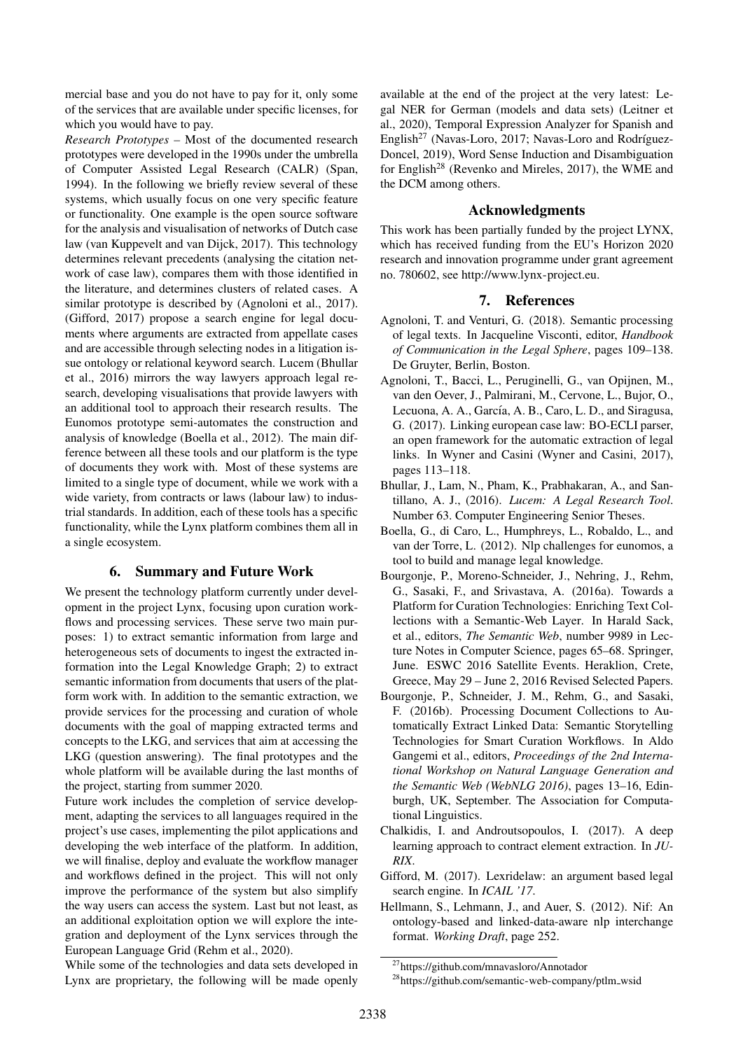mercial base and you do not have to pay for it, only some of the services that are available under specific licenses, for which you would have to pay.

*Research Prototypes* – Most of the documented research prototypes were developed in the 1990s under the umbrella of Computer Assisted Legal Research (CALR) (Span, 1994). In the following we briefly review several of these systems, which usually focus on one very specific feature or functionality. One example is the open source software for the analysis and visualisation of networks of Dutch case law (van Kuppevelt and van Dijck, 2017). This technology determines relevant precedents (analysing the citation network of case law), compares them with those identified in the literature, and determines clusters of related cases. A similar prototype is described by (Agnoloni et al., 2017). (Gifford, 2017) propose a search engine for legal documents where arguments are extracted from appellate cases and are accessible through selecting nodes in a litigation issue ontology or relational keyword search. Lucem (Bhullar et al., 2016) mirrors the way lawyers approach legal research, developing visualisations that provide lawyers with an additional tool to approach their research results. The Eunomos prototype semi-automates the construction and analysis of knowledge (Boella et al., 2012). The main difference between all these tools and our platform is the type of documents they work with. Most of these systems are limited to a single type of document, while we work with a wide variety, from contracts or laws (labour law) to industrial standards. In addition, each of these tools has a specific functionality, while the Lynx platform combines them all in a single ecosystem.

## 6. Summary and Future Work

We present the technology platform currently under development in the project Lynx, focusing upon curation workflows and processing services. These serve two main purposes: 1) to extract semantic information from large and heterogeneous sets of documents to ingest the extracted information into the Legal Knowledge Graph; 2) to extract semantic information from documents that users of the platform work with. In addition to the semantic extraction, we provide services for the processing and curation of whole documents with the goal of mapping extracted terms and concepts to the LKG, and services that aim at accessing the LKG (question answering). The final prototypes and the whole platform will be available during the last months of the project, starting from summer 2020.

Future work includes the completion of service development, adapting the services to all languages required in the project's use cases, implementing the pilot applications and developing the web interface of the platform. In addition, we will finalise, deploy and evaluate the workflow manager and workflows defined in the project. This will not only improve the performance of the system but also simplify the way users can access the system. Last but not least, as an additional exploitation option we will explore the integration and deployment of the Lynx services through the European Language Grid (Rehm et al., 2020).

While some of the technologies and data sets developed in Lynx are proprietary, the following will be made openly available at the end of the project at the very latest: Legal NER for German (models and data sets) (Leitner et al., 2020), Temporal Expression Analyzer for Spanish and English[27] (Navas-Loro, 2017; Navas-Loro and Rodríguez-Doncel, 2019), Word Sense Induction and Disambiguation for English[28] (Revenko and Mireles, 2017), the WME and the DCM among others.

## Acknowledgments

This work has been partially funded by the project LYNX, which has received funding from the EU's Horizon 2020 research and innovation programme under grant agreement no. 780602, see http://www.lynx-project.eu.

## 7. References

Agnoloni, T. and Venturi, G. (2018). Semantic processing of legal texts. In Jacqueline Visconti, editor, *Handbook of Communication in the Legal Sphere*, pages 109–138. De Gruyter, Berlin, Boston.

Agnoloni, T., Bacci, L., Peruginelli, G., van Opijnen, M., van den Oever, J., Palmirani, M., Cervone, L., Bujor, O., Lecuona, A. A., García, A. B., Caro, L. D., and Siragusa, G. (2017). Linking european case law: BO-ECLI parser, an open framework for the automatic extraction of legal links. In Wyner and Casini (Wyner and Casini, 2017), pages 113–118.

Bhullar, J., Lam, N., Pham, K., Prabhakaran, A., and Santillano, A. J., (2016). *Lucem: A Legal Research Tool*. Number 63. Computer Engineering Senior Theses.

Boella, G., di Caro, L., Humphreys, L., Robaldo, L., and van der Torre, L. (2012). Nlp challenges for eunomos, a tool to build and manage legal knowledge.

Bourgonje, P., Moreno-Schneider, J., Nehring, J., Rehm, G., Sasaki, F., and Srivastava, A. (2016a). Towards a Platform for Curation Technologies: Enriching Text Collections with a Semantic-Web Layer. In Harald Sack, et al., editors, *The Semantic Web*, number 9989 in Lecture Notes in Computer Science, pages 65–68. Springer, June. ESWC 2016 Satellite Events. Heraklion, Crete, Greece, May 29 – June 2, 2016 Revised Selected Papers.

Bourgonje, P., Schneider, J. M., Rehm, G., and Sasaki, F. (2016b). Processing Document Collections to Automatically Extract Linked Data: Semantic Storytelling Technologies for Smart Curation Workflows. In Aldo Gangemi et al., editors, *Proceedings of the 2nd International Workshop on Natural Language Generation and the Semantic Web (WebNLG 2016)*, pages 13–16, Edinburgh, UK, September. The Association for Computational Linguistics.

Chalkidis, I. and Androutsopoulos, I. (2017). A deep learning approach to contract element extraction. In *JURIX*.

Gifford, M. (2017). Lexridelaw: an argument based legal search engine. In *ICAIL '17*.

Hellmann, S., Lehmann, J., and Auer, S. (2012). Nif: An ontology-based and linked-data-aware nlp interchange format. *Working Draft*, page 252.

[27] https://github.com/mnavasloro/Annotador

[28] https://github.com/semantic-web-company/ptlm_wsid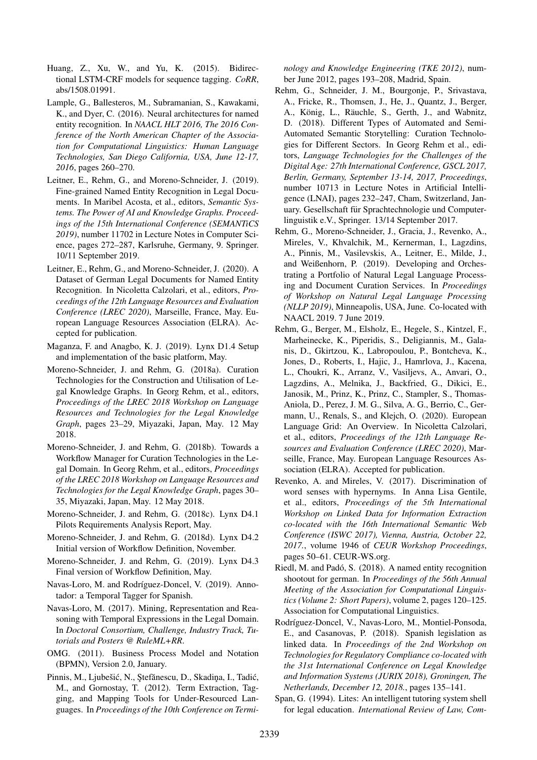Huang, Z., Xu, W., and Yu, K. (2015). Bidirectional LSTM-CRF models for sequence tagging. *CoRR*, abs/1508.01991.

Lample, G., Ballesteros, M., Subramanian, S., Kawakami, K., and Dyer, C. (2016). Neural architectures for named entity recognition. In *NAACL HLT 2016, The 2016 Conference of the North American Chapter of the Association for Computational Linguistics: Human Language Technologies, San Diego California, USA, June 12-17, 2016*, pages 260–270.

Leitner, E., Rehm, G., and Moreno-Schneider, J. (2019). Fine-grained Named Entity Recognition in Legal Documents. In Maribel Acosta, et al., editors, *Semantic Systems. The Power of AI and Knowledge Graphs. Proceedings of the 15th International Conference (SEMANTiCS 2019)*, number 11702 in Lecture Notes in Computer Science, pages 272–287, Karlsruhe, Germany, 9. Springer. 10/11 September 2019.

Leitner, E., Rehm, G., and Moreno-Schneider, J. (2020). A Dataset of German Legal Documents for Named Entity Recognition. In Nicoletta Calzolari, et al., editors, *Proceedings of the 12th Language Resources and Evaluation Conference (LREC 2020)*, Marseille, France, May. European Language Resources Association (ELRA). Accepted for publication.

Maganza, F. and Anagbo, K. J. (2019). Lynx D1.4 Setup and implementation of the basic platform, May.

Moreno-Schneider, J. and Rehm, G. (2018a). Curation Technologies for the Construction and Utilisation of Legal Knowledge Graphs. In Georg Rehm, et al., editors, *Proceedings of the LREC 2018 Workshop on Language Resources and Technologies for the Legal Knowledge Graph*, pages 23–29, Miyazaki, Japan, May. 12 May 2018.

Moreno-Schneider, J. and Rehm, G. (2018b). Towards a Workflow Manager for Curation Technologies in the Legal Domain. In Georg Rehm, et al., editors, *Proceedings of the LREC 2018 Workshop on Language Resources and Technologies for the Legal Knowledge Graph*, pages 30–35, Miyazaki, Japan, May. 12 May 2018.

Moreno-Schneider, J. and Rehm, G. (2018c). Lynx D4.1 Pilots Requirements Analysis Report, May.

Moreno-Schneider, J. and Rehm, G. (2018d). Lynx D4.2 Initial version of Workflow Definition, November.

Moreno-Schneider, J. and Rehm, G. (2019). Lynx D4.3 Final version of Workflow Definition, May.

Navas-Loro, M. and Rodríguez-Doncel, V. (2019). Annotador: a Temporal Tagger for Spanish.

Navas-Loro, M. (2017). Mining, Representation and Reasoning with Temporal Expressions in the Legal Domain. In *Doctoral Consortium, Challenge, Industry Track, Tutorials and Posters @ RuleML+RR*.

OMG. (2011). Business Process Model and Notation (BPMN), Version 2.0, January.

Pinnis, M., Ljubešić, N., Ştefănescu, D., Skadiņa, I., Tadić, M., and Gornostay, T. (2012). Term Extraction, Tagging, and Mapping Tools for Under-Resourced Languages. In *Proceedings of the 10th Conference on Terminology and Knowledge Engineering (TKE 2012)*, number June 2012, pages 193–208, Madrid, Spain.

Rehm, G., Schneider, J. M., Bourgonje, P., Srivastava, A., Fricke, R., Thomsen, J., He, J., Quantz, J., Berger, A., König, L., Räuchle, S., Gerth, J., and Wabnitz, D. (2018). Different Types of Automated and Semi-Automated Semantic Storytelling: Curation Technologies for Different Sectors. In Georg Rehm et al., editors, *Language Technologies for the Challenges of the Digital Age: 27th International Conference, GSCL 2017, Berlin, Germany, September 13-14, 2017, Proceedings*, number 10713 in Lecture Notes in Artificial Intelligence (LNAI), pages 232–247, Cham, Switzerland, January. Gesellschaft für Sprachtechnologie und Computerlinguistik e.V., Springer. 13/14 September 2017.

Rehm, G., Moreno-Schneider, J., Gracia, J., Revenko, A., Mireles, V., Khvalchik, M., Kernerman, I., Lagzdins, A., Pinnis, M., Vasilevskis, A., Leitner, E., Milde, J., and Weißenhorn, P. (2019). Developing and Orchestrating a Portfolio of Natural Legal Language Processing and Document Curation Services. In *Proceedings of Workshop on Natural Legal Language Processing (NLLP 2019)*, Minneapolis, USA, June. Co-located with NAACL 2019. 7 June 2019.

Rehm, G., Berger, M., Elsholz, E., Hegele, S., Kintzel, F., Marheinecke, K., Piperidis, S., Deligiannis, M., Galanis, D., Gkirtzou, K., Labropoulou, P., Bontcheva, K., Jones, D., Roberts, I., Hajic, J., Hamrlova, J., Kacena, L., Choukri, K., Arranz, V., Vasiljevs, A., Anvari, O., Lagzdins, A., Melnika, J., Backfried, G., Dikici, E., Janosik, M., Prinz, K., Prinz, C., Stampler, S., Thomas-Aniola, D., Perez, J. M. G., Silva, A. G., Berrio, C., Germann, U., Renals, S., and Klejch, O. (2020). European Language Grid: An Overview. In Nicoletta Calzolari, et al., editors, *Proceedings of the 12th Language Resources and Evaluation Conference (LREC 2020)*, Marseille, France, May. European Language Resources Association (ELRA). Accepted for publication.

Revenko, A. and Mireles, V. (2017). Discrimination of word senses with hypernyms. In Anna Lisa Gentile, et al., editors, *Proceedings of the 5th International Workshop on Linked Data for Information Extraction co-located with the 16th International Semantic Web Conference (ISWC 2017), Vienna, Austria, October 22, 2017.*, volume 1946 of *CEUR Workshop Proceedings*, pages 50–61. CEUR-WS.org.

Riedl, M. and Padó, S. (2018). A named entity recognition shootout for german. In *Proceedings of the 56th Annual Meeting of the Association for Computational Linguistics (Volume 2: Short Papers)*, volume 2, pages 120–125. Association for Computational Linguistics.

Rodríguez-Doncel, V., Navas-Loro, M., Montiel-Ponsoda, E., and Casanovas, P. (2018). Spanish legislation as linked data. In *Proceedings of the 2nd Workshop on Technologies for Regulatory Compliance co-located with the 31st International Conference on Legal Knowledge and Information Systems (JURIX 2018), Groningen, The Netherlands, December 12, 2018.*, pages 135–141.

Span, G. (1994). Lites: An intelligent tutoring system shell for legal education. *International Review of Law, Com-*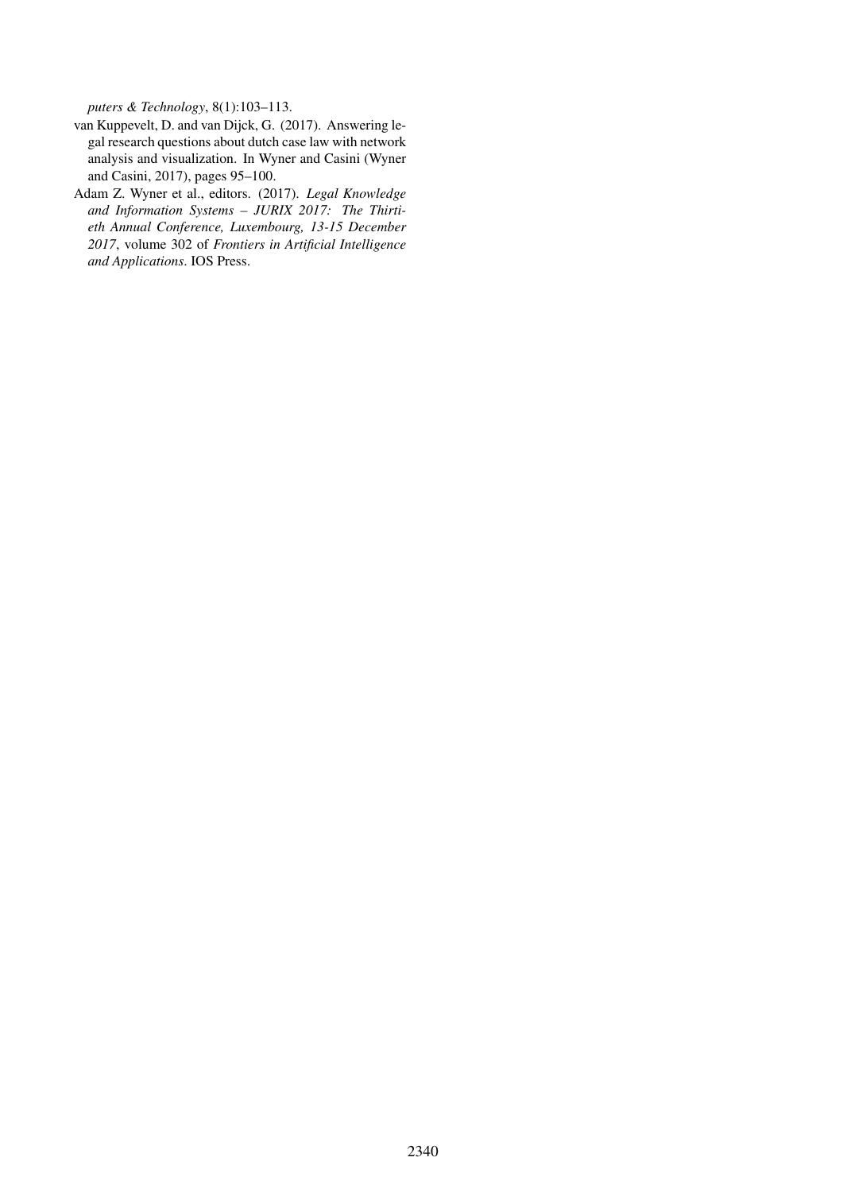*puters & Technology*, 8(1):103–113.

van Kuppevelt, D. and van Dijck, G. (2017). Answering legal research questions about dutch case law with network analysis and visualization. In Wyner and Casini (Wyner and Casini, 2017), pages 95–100.

Adam Z. Wyner et al., editors. (2017). *Legal Knowledge and Information Systems – JURIX 2017: The Thirtieth Annual Conference, Luxembourg, 13-15 December 2017*, volume 302 of *Frontiers in Artificial Intelligence and Applications*. IOS Press.